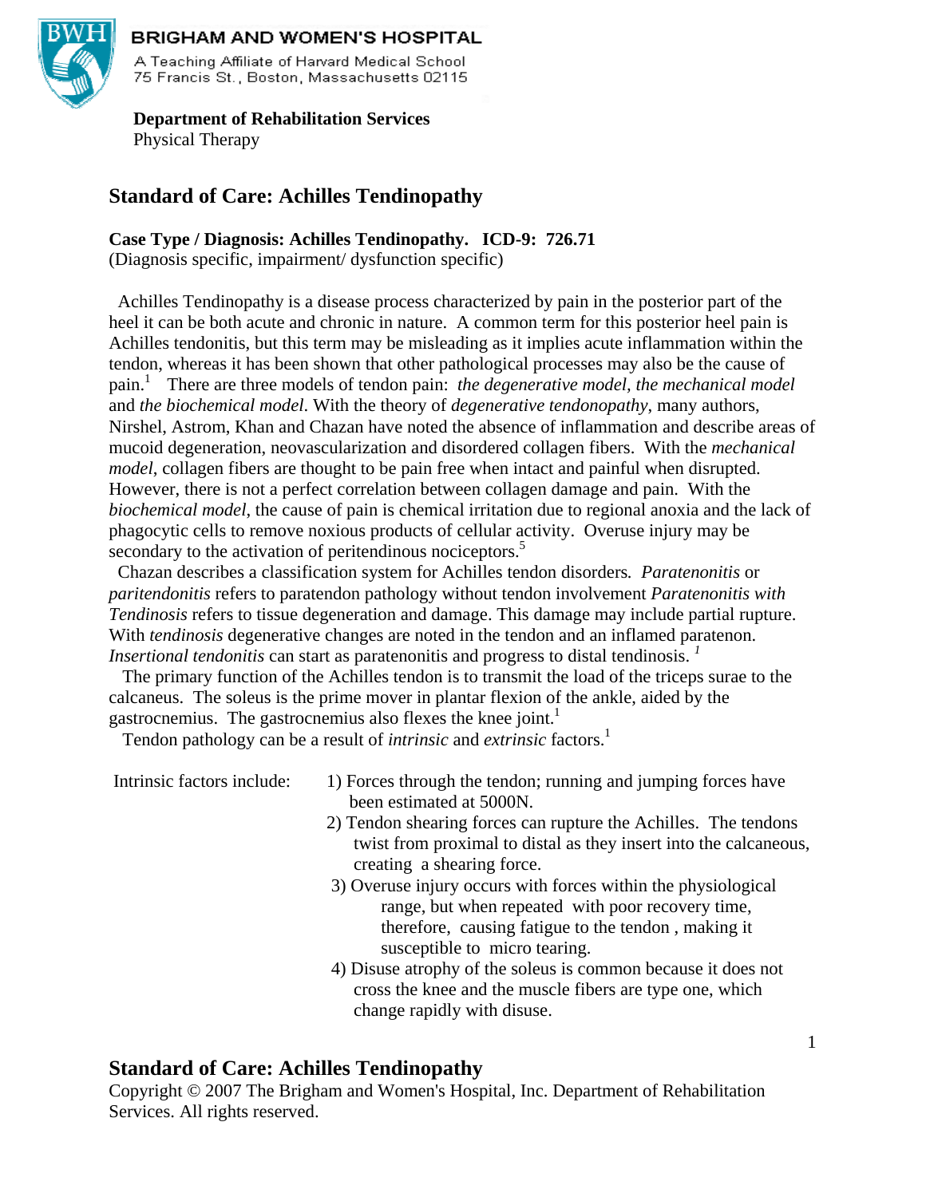**BRIGHAM AND WOMEN'S HOSPITAL**

A Teaching Affiliate of Harvard Medical School
75 Francis St., Boston, Massachusetts 02115

**Department of Rehabilitation Services**
Physical Therapy

# Standard of Care: Achilles Tendinopathy

**Case Type / Diagnosis: Achilles Tendinopathy. ICD-9: 726.71**
(Diagnosis specific, impairment/ dysfunction specific)

Achilles Tendinopathy is a disease process characterized by pain in the posterior part of the heel it can be both acute and chronic in nature. A common term for this posterior heel pain is Achilles tendonitis, but this term may be misleading as it implies acute inflammation within the tendon, whereas it has been shown that other pathological processes may also be the cause of pain.[1] There are three models of tendon pain: *the degenerative model, the mechanical model* and *the biochemical model*. With the theory of *degenerative tendonopathy*, many authors, Nirshel, Astrom, Khan and Chazan have noted the absence of inflammation and describe areas of mucoid degeneration, neovascularization and disordered collagen fibers. With the *mechanical model*, collagen fibers are thought to be pain free when intact and painful when disrupted. However, there is not a perfect correlation between collagen damage and pain. With the *biochemical model*, the cause of pain is chemical irritation due to regional anoxia and the lack of phagocytic cells to remove noxious products of cellular activity. Overuse injury may be secondary to the activation of peritendinous nociceptors.[5]

Chazan describes a classification system for Achilles tendon disorders*. Paratenonitis* or *paritendonitis* refers to paratendon pathology without tendon involvement *Paratenonitis with Tendinosis* refers to tissue degeneration and damage. This damage may include partial rupture. With *tendinosis* degenerative changes are noted in the tendon and an inflamed paratenon. *Insertional tendonitis* can start as paratenonitis and progress to distal tendinosis. [1]

The primary function of the Achilles tendon is to transmit the load of the triceps surae to the calcaneus. The soleus is the prime mover in plantar flexion of the ankle, aided by the gastrocnemius. The gastrocnemius also flexes the knee joint.[1]

Tendon pathology can be a result of *intrinsic* and *extrinsic* factors.[1]

Intrinsic factors include:

1) Forces through the tendon; running and jumping forces have been estimated at 5000N.
2) Tendon shearing forces can rupture the Achilles. The tendons twist from proximal to distal as they insert into the calcaneous, creating a shearing force.
3) Overuse injury occurs with forces within the physiological range, but when repeated with poor recovery time, therefore, causing fatigue to the tendon , making it susceptible to micro tearing.
4) Disuse atrophy of the soleus is common because it does not cross the knee and the muscle fibers are type one, which change rapidly with disuse.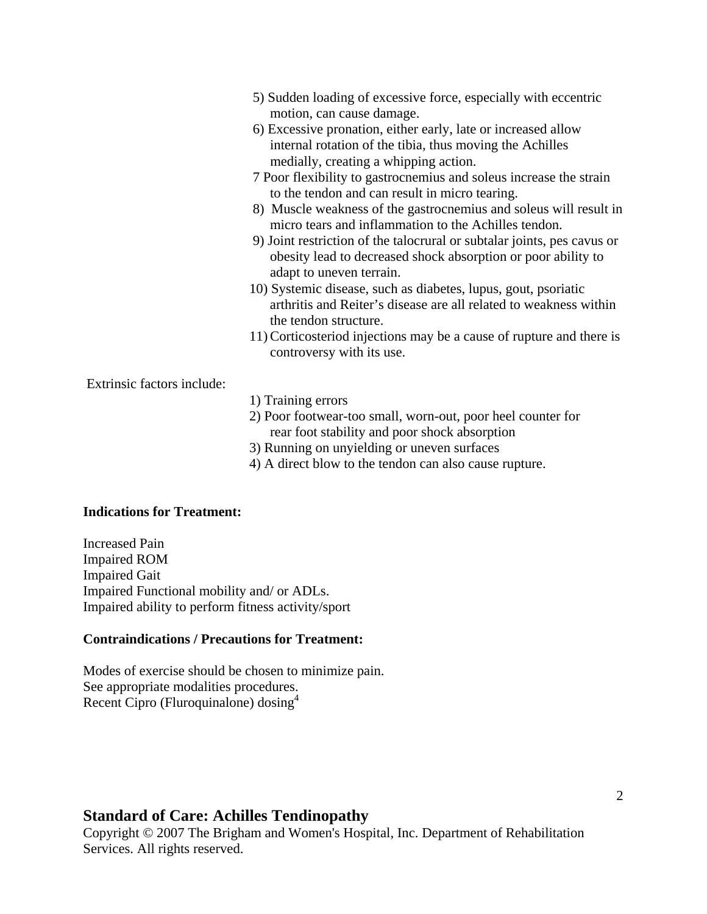5) Sudden loading of excessive force, especially with eccentric motion, can cause damage.
6) Excessive pronation, either early, late or increased allow internal rotation of the tibia, thus moving the Achilles medially, creating a whipping action.
7 Poor flexibility to gastrocnemius and soleus increase the strain to the tendon and can result in micro tearing.
8) Muscle weakness of the gastrocnemius and soleus will result in micro tears and inflammation to the Achilles tendon.
9) Joint restriction of the talocrural or subtalar joints, pes cavus or obesity lead to decreased shock absorption or poor ability to adapt to uneven terrain.
10) Systemic disease, such as diabetes, lupus, gout, psoriatic arthritis and Reiter's disease are all related to weakness within the tendon structure.
11) Corticosteriod injections may be a cause of rupture and there is controversy with its use.

Extrinsic factors include:

1) Training errors
2) Poor footwear-too small, worn-out, poor heel counter for rear foot stability and poor shock absorption
3) Running on unyielding or uneven surfaces
4) A direct blow to the tendon can also cause rupture.

**Indications for Treatment:**

Increased Pain
Impaired ROM
Impaired Gait
Impaired Functional mobility and/ or ADLs.
Impaired ability to perform fitness activity/sport

**Contraindications / Precautions for Treatment:**

Modes of exercise should be chosen to minimize pain.
See appropriate modalities procedures.
Recent Cipro (Fluroquinalone) dosing[4]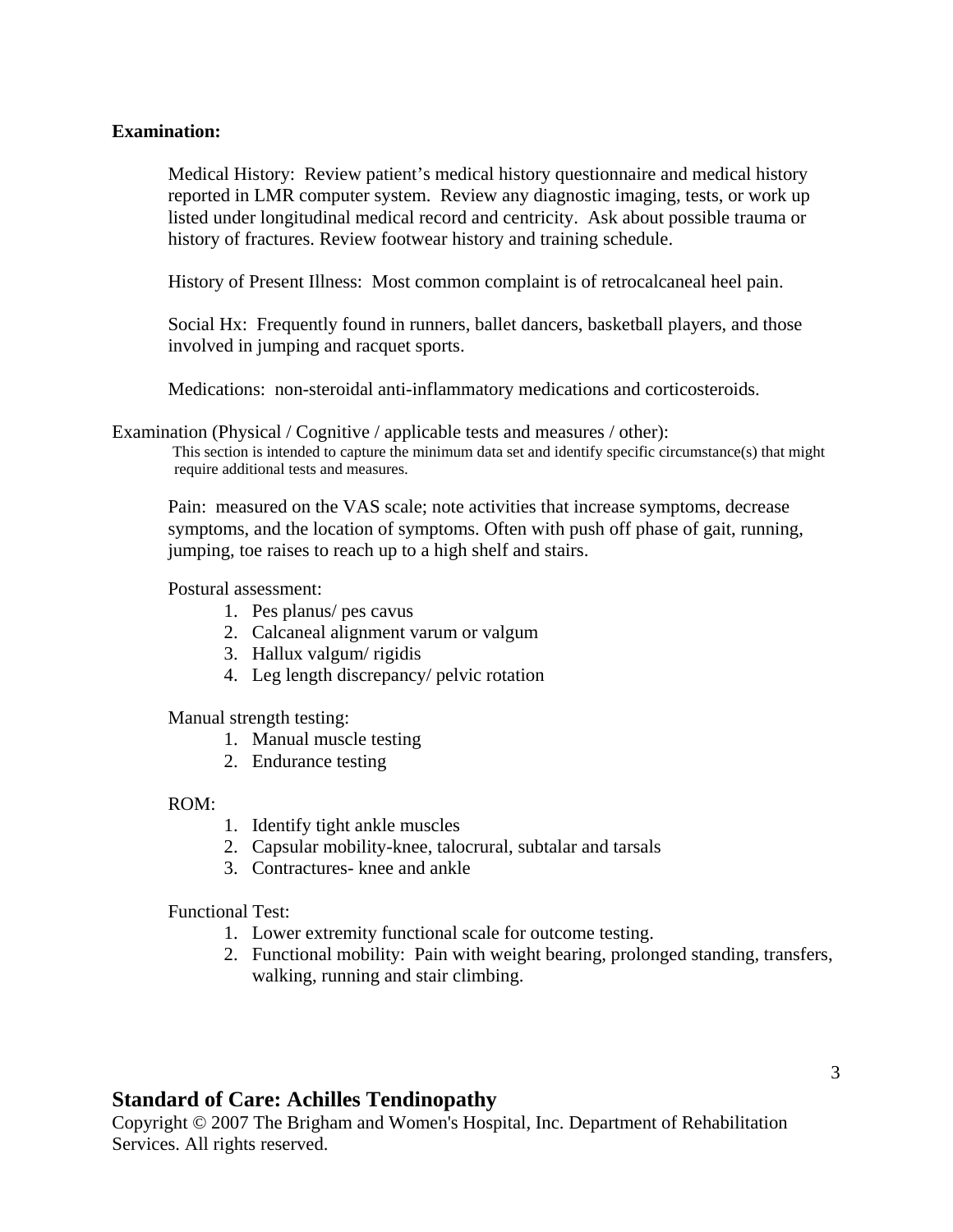**Examination:**

Medical History: Review patient's medical history questionnaire and medical history reported in LMR computer system. Review any diagnostic imaging, tests, or work up listed under longitudinal medical record and centricity. Ask about possible trauma or history of fractures. Review footwear history and training schedule.

History of Present Illness: Most common complaint is of retrocalcaneal heel pain.

Social Hx: Frequently found in runners, ballet dancers, basketball players, and those involved in jumping and racquet sports.

Medications: non-steroidal anti-inflammatory medications and corticosteroids.

Examination (Physical / Cognitive / applicable tests and measures / other):

This section is intended to capture the minimum data set and identify specific circumstance(s) that might require additional tests and measures.

Pain: measured on the VAS scale; note activities that increase symptoms, decrease symptoms, and the location of symptoms. Often with push off phase of gait, running, jumping, toe raises to reach up to a high shelf and stairs.

Postural assessment:

1. Pes planus/ pes cavus
2. Calcaneal alignment varum or valgum
3. Hallux valgum/ rigidis
4. Leg length discrepancy/ pelvic rotation

Manual strength testing:

1. Manual muscle testing
2. Endurance testing

ROM:

1. Identify tight ankle muscles
2. Capsular mobility-knee, talocrural, subtalar and tarsals
3. Contractures- knee and ankle

Functional Test:

1. Lower extremity functional scale for outcome testing.
2. Functional mobility: Pain with weight bearing, prolonged standing, transfers, walking, running and stair climbing.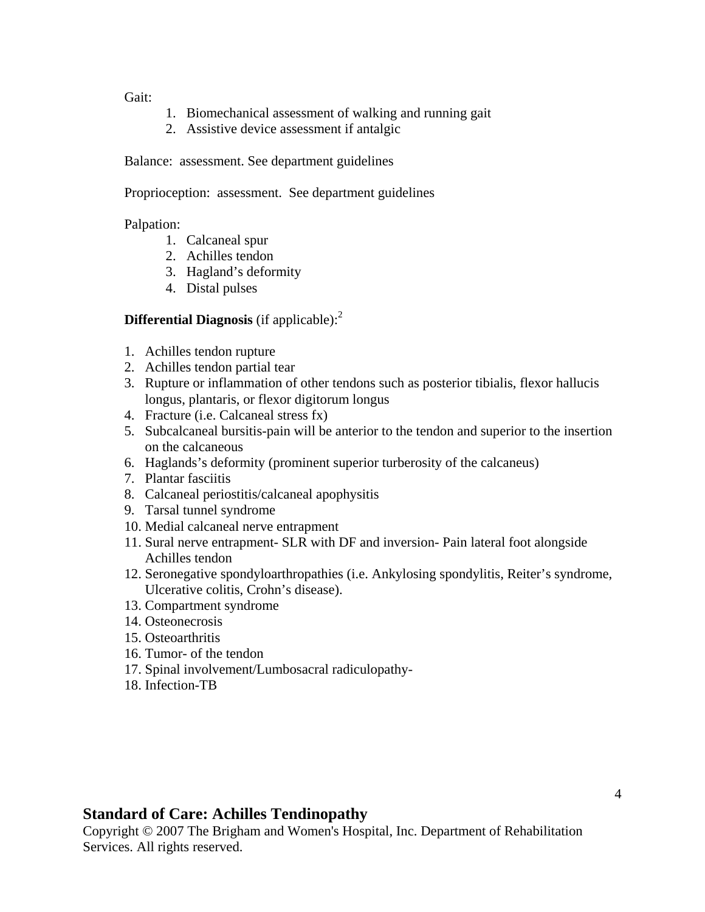Gait:

1. Biomechanical assessment of walking and running gait
2. Assistive device assessment if antalgic

Balance: assessment. See department guidelines

Proprioception: assessment. See department guidelines

Palpation:

1. Calcaneal spur
2. Achilles tendon
3. Hagland's deformity
4. Distal pulses

**Differential Diagnosis** (if applicable):[2]

1. Achilles tendon rupture
2. Achilles tendon partial tear
3. Rupture or inflammation of other tendons such as posterior tibialis, flexor hallucis longus, plantaris, or flexor digitorum longus
4. Fracture (i.e. Calcaneal stress fx)
5. Subcalcaneal bursitis-pain will be anterior to the tendon and superior to the insertion on the calcaneous
6. Haglands's deformity (prominent superior turberosity of the calcaneus)
7. Plantar fasciitis
8. Calcaneal periostitis/calcaneal apophysitis
9. Tarsal tunnel syndrome
10. Medial calcaneal nerve entrapment
11. Sural nerve entrapment- SLR with DF and inversion- Pain lateral foot alongside Achilles tendon
12. Seronegative spondyloarthropathies (i.e. Ankylosing spondylitis, Reiter's syndrome, Ulcerative colitis, Crohn's disease).
13. Compartment syndrome
14. Osteonecrosis
15. Osteoarthritis
16. Tumor- of the tendon
17. Spinal involvement/Lumbosacral radiculopathy-
18. Infection-TB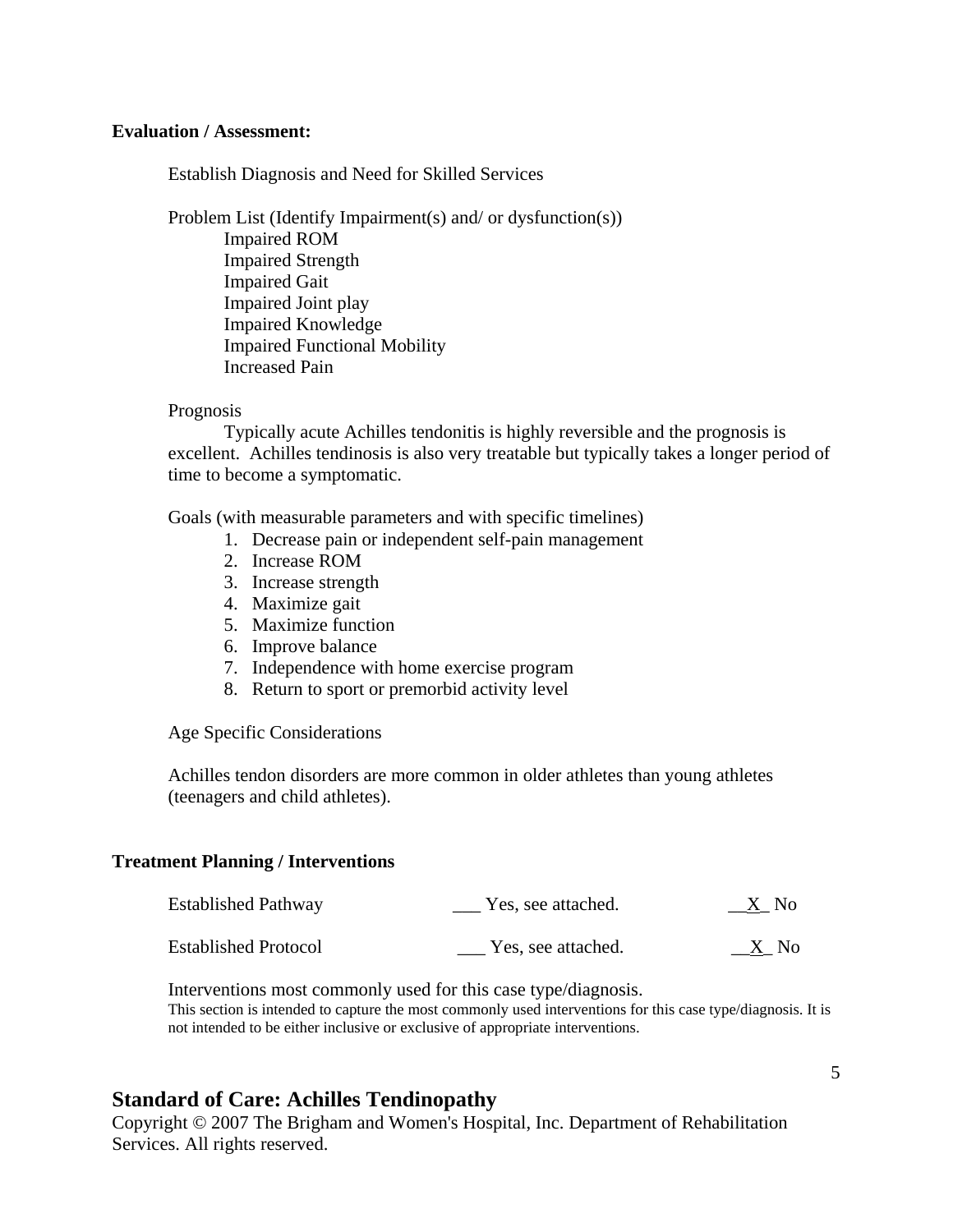**Evaluation / Assessment:**

Establish Diagnosis and Need for Skilled Services

Problem List (Identify Impairment(s) and/ or dysfunction(s))

- Impaired ROM
- Impaired Strength
- Impaired Gait
- Impaired Joint play
- Impaired Knowledge
- Impaired Functional Mobility
- Increased Pain

Prognosis

Typically acute Achilles tendonitis is highly reversible and the prognosis is excellent. Achilles tendinosis is also very treatable but typically takes a longer period of time to become a symptomatic.

Goals (with measurable parameters and with specific timelines)

1. Decrease pain or independent self-pain management
2. Increase ROM
3. Increase strength
4. Maximize gait
5. Maximize function
6. Improve balance
7. Independence with home exercise program
8. Return to sport or premorbid activity level

Age Specific Considerations

Achilles tendon disorders are more common in older athletes than young athletes (teenagers and child athletes).

**Treatment Planning / Interventions**

| | | |
|---|---|---|
| Established Pathway | ___ Yes, see attached. | __X_ No |
| Established Protocol | ___ Yes, see attached. | __X_ No |

Interventions most commonly used for this case type/diagnosis.

This section is intended to capture the most commonly used interventions for this case type/diagnosis. It is not intended to be either inclusive or exclusive of appropriate interventions.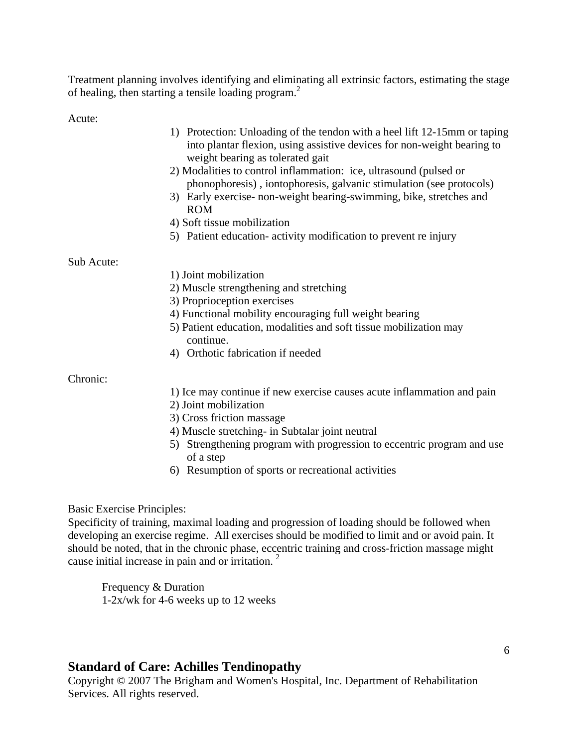Treatment planning involves identifying and eliminating all extrinsic factors, estimating the stage of healing, then starting a tensile loading program.[2]

Acute:

1) Protection: Unloading of the tendon with a heel lift 12-15mm or taping into plantar flexion, using assistive devices for non-weight bearing to weight bearing as tolerated gait
2) Modalities to control inflammation: ice, ultrasound (pulsed or phonophoresis) , iontophoresis, galvanic stimulation (see protocols)
3) Early exercise- non-weight bearing-swimming, bike, stretches and ROM
4) Soft tissue mobilization
5) Patient education- activity modification to prevent re injury

Sub Acute:

1) Joint mobilization
2) Muscle strengthening and stretching
3) Proprioception exercises
4) Functional mobility encouraging full weight bearing
5) Patient education, modalities and soft tissue mobilization may continue.
4) Orthotic fabrication if needed

Chronic:

1) Ice may continue if new exercise causes acute inflammation and pain
2) Joint mobilization
3) Cross friction massage
4) Muscle stretching- in Subtalar joint neutral
5) Strengthening program with progression to eccentric program and use of a step
6) Resumption of sports or recreational activities

Basic Exercise Principles:
Specificity of training, maximal loading and progression of loading should be followed when developing an exercise regime. All exercises should be modified to limit and or avoid pain. It should be noted, that in the chronic phase, eccentric training and cross-friction massage might cause initial increase in pain and or irritation. [2]

Frequency & Duration
1-2x/wk for 4-6 weeks up to 12 weeks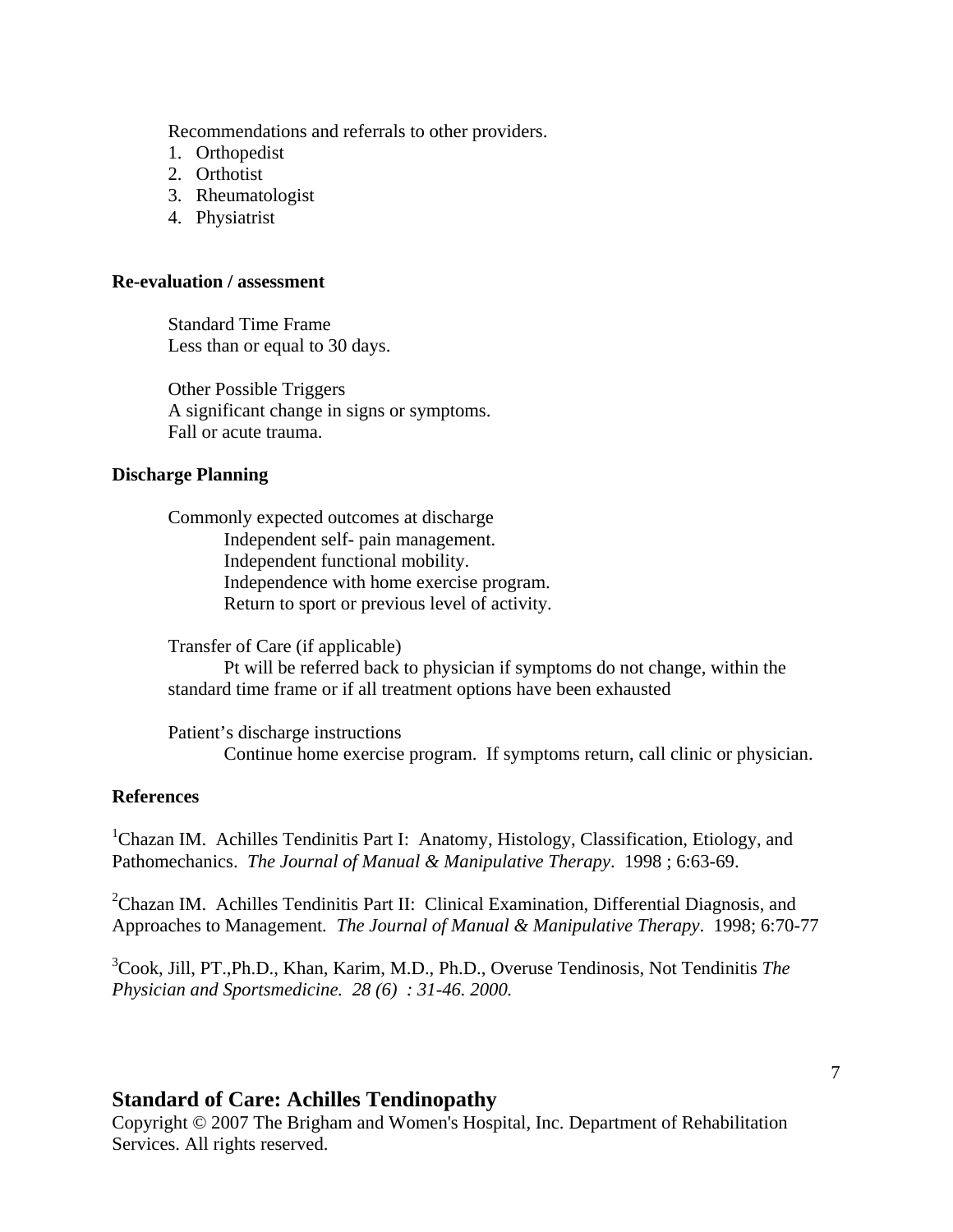Recommendations and referrals to other providers.

1. Orthopedist
2. Orthotist
3. Rheumatologist
4. Physiatrist

**Re-evaluation / assessment**

Standard Time Frame
Less than or equal to 30 days.

Other Possible Triggers
A significant change in signs or symptoms.
Fall or acute trauma.

**Discharge Planning**

Commonly expected outcomes at discharge
Independent self- pain management.
Independent functional mobility.
Independence with home exercise program.
Return to sport or previous level of activity.

Transfer of Care (if applicable)
Pt will be referred back to physician if symptoms do not change, within the standard time frame or if all treatment options have been exhausted

Patient's discharge instructions
Continue home exercise program. If symptoms return, call clinic or physician.

**References**

[1]Chazan IM. Achilles Tendinitis Part I: Anatomy, Histology, Classification, Etiology, and Pathomechanics. *The Journal of Manual & Manipulative Therapy*. 1998 ; 6:63-69.

[2]Chazan IM. Achilles Tendinitis Part II: Clinical Examination, Differential Diagnosis, and Approaches to Management. *The Journal of Manual & Manipulative Therapy*. 1998; 6:70-77

[3]Cook, Jill, PT.,Ph.D., Khan, Karim, M.D., Ph.D., Overuse Tendinosis, Not Tendinitis *The Physician and Sportsmedicine. 28 (6) : 31-46. 2000.*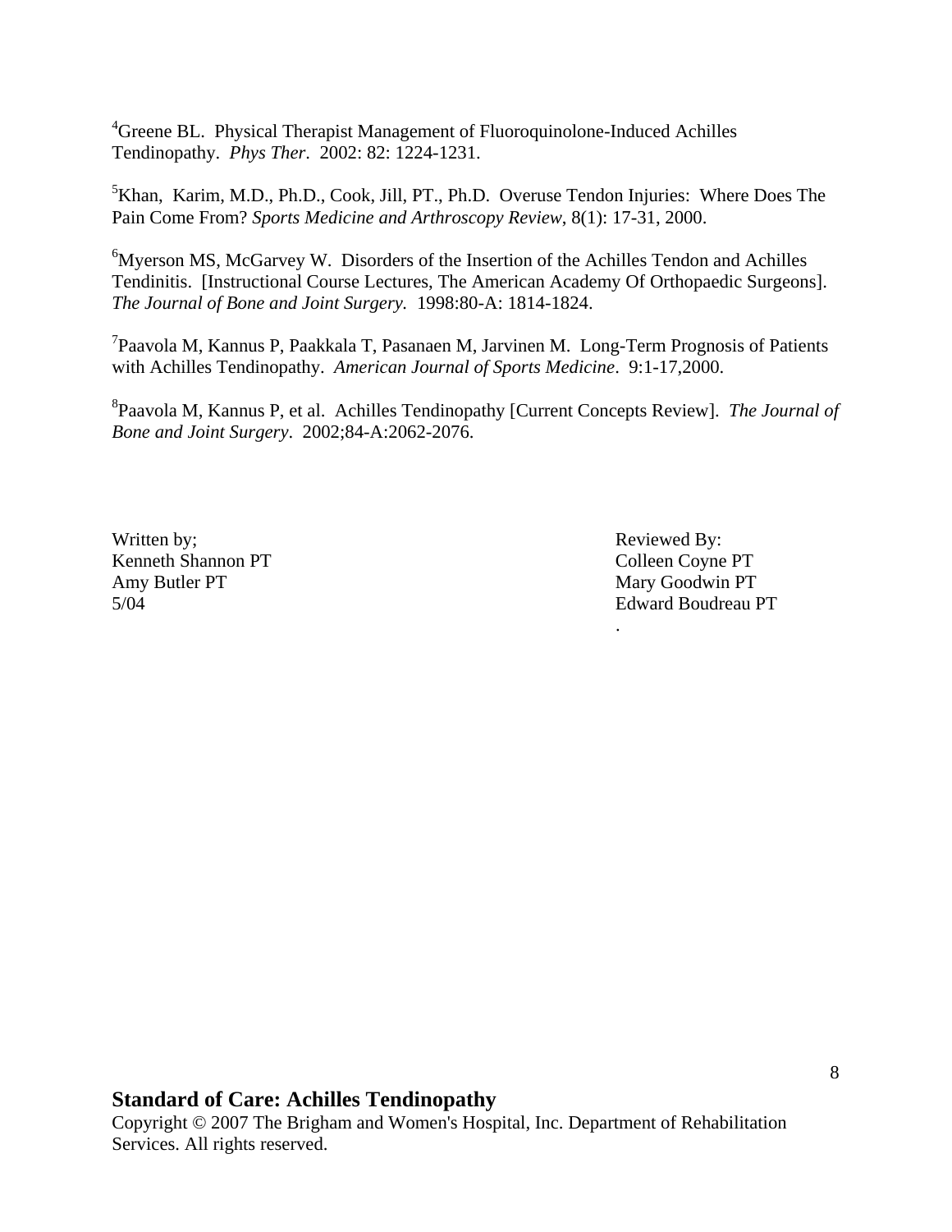[4]Greene BL. Physical Therapist Management of Fluoroquinolone-Induced Achilles Tendinopathy. *Phys Ther*. 2002: 82: 1224-1231.

[5]Khan, Karim, M.D., Ph.D., Cook, Jill, PT., Ph.D. Overuse Tendon Injuries: Where Does The Pain Come From? *Sports Medicine and Arthroscopy Review,* 8(1): 17-31, 2000.

[6]Myerson MS, McGarvey W. Disorders of the Insertion of the Achilles Tendon and Achilles Tendinitis. [Instructional Course Lectures, The American Academy Of Orthopaedic Surgeons]. *The Journal of Bone and Joint Surgery.* 1998:80-A: 1814-1824.

[7]Paavola M, Kannus P, Paakkala T, Pasanaen M, Jarvinen M. Long-Term Prognosis of Patients with Achilles Tendinopathy. *American Journal of Sports Medicine*. 9:1-17,2000.

[8]Paavola M, Kannus P, et al. Achilles Tendinopathy [Current Concepts Review]. *The Journal of Bone and Joint Surgery*. 2002;84-A:2062-2076.

Written by;
Kenneth Shannon PT
Amy Butler PT
5/04

Reviewed By:
Colleen Coyne PT
Mary Goodwin PT
Edward Boudreau PT
.

**Standard of Care: Achilles Tendinopathy**

Copyright © 2007 The Brigham and Women's Hospital, Inc. Department of Rehabilitation Services. All rights reserved.